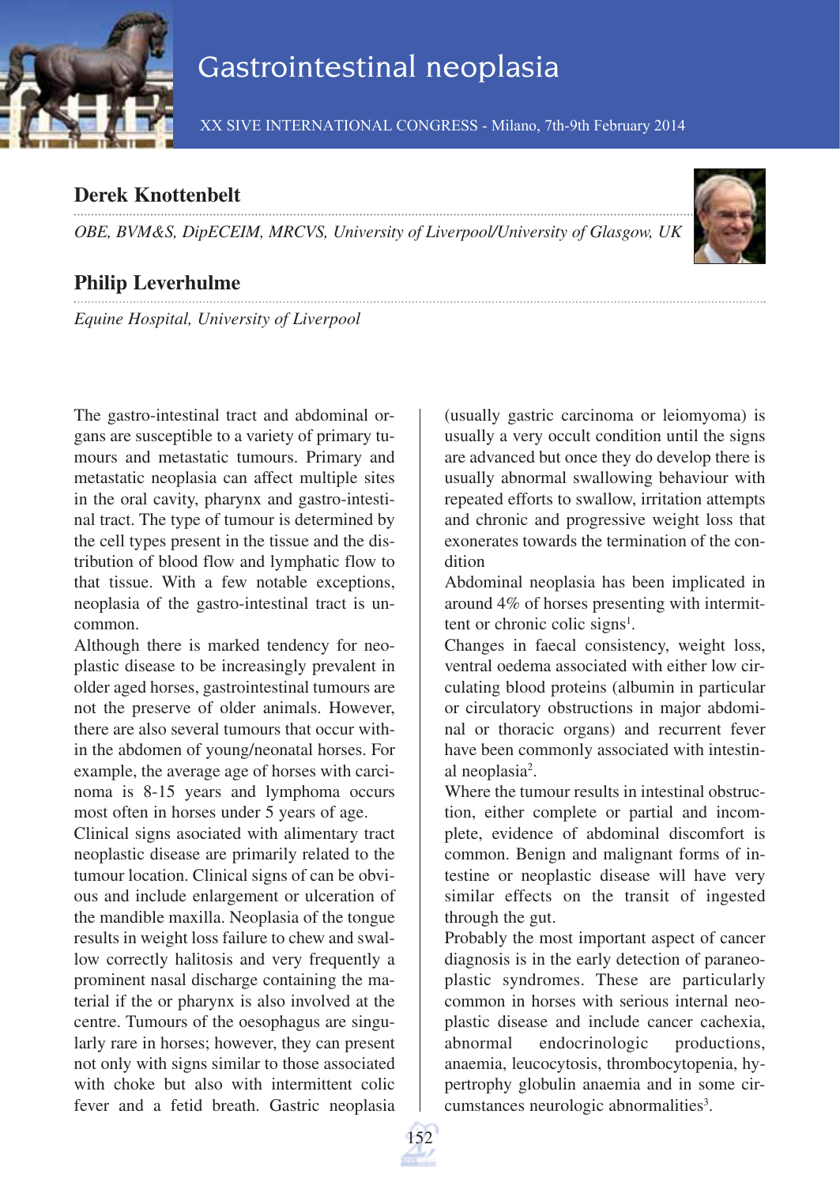# Gastrointestinal neoplasia

XX SIVE INTERNATIONAL CONGRESS - Milano, 7th-9th February 2014

## Derek Knottenbelt

*OBE, BVM&S, DipECEIM, MRCVS, University of Liverpool/University of Glasgow, UK*

## Philip Leverhulme

*Equine Hospital, University of Liverpool*

The gastro-intestinal tract and abdominal organs are susceptible to a variety of primary tumours and metastatic tumours. Primary and metastatic neoplasia can affect multiple sites in the oral cavity, pharynx and gastro-intestinal tract. The type of tumour is determined by the cell types present in the tissue and the distribution of blood flow and lymphatic flow to that tissue. With a few notable exceptions, neoplasia of the gastro-intestinal tract is uncommon.

Although there is marked tendency for neoplastic disease to be increasingly prevalent in older aged horses, gastrointestinal tumours are not the preserve of older animals. However, there are also several tumours that occur within the abdomen of young/neonatal horses. For example, the average age of horses with carcinoma is 8-15 years and lymphoma occurs most often in horses under 5 years of age.

Clinical signs associated with alimentary tract neoplastic disease are primarily related to the tumour location. Clinical signs of can be obvious and include enlargement or ulceration of the mandible maxilla. Neoplasia of the tongue results in weight loss failure to chew and swallow correctly halitosis and very frequently a prominent nasal discharge containing the material if the or pharynx is also involved at the centre. Tumours of the oesophagus are singularly rare in horses; however, they can present not only with signs similar to those associated with choke but also with intermittent colic fever and a fetid breath. Gastric neoplasia (usually gastric carcinoma or leiomyoma) is usually a very occult condition until the signs are advanced but once they do develop there is usually abnormal swallowing behaviour with repeated efforts to swallow, irritation attempts and chronic and progressive weight loss that exonerates towards the termination of the condition

Abdominal neoplasia has been implicated in around 4% of horses presenting with intermittent or chronic colic signs[1].

Changes in faecal consistency, weight loss, ventral oedema associated with either low circulating blood proteins (albumin in particular or circulatory obstructions in major abdominal or thoracic organs) and recurrent fever have been commonly associated with intestinal neoplasia[2].

Where the tumour results in intestinal obstruction, either complete or partial and incomplete, evidence of abdominal discomfort is common. Benign and malignant forms of intestine or neoplastic disease will have very similar effects on the transit of ingested through the gut.

Probably the most important aspect of cancer diagnosis is in the early detection of paraneoplastic syndromes. These are particularly common in horses with serious internal neoplastic disease and include cancer cachexia, abnormal endocrinologic productions, anaemia, leucocytosis, thrombocytopenia, hypertrophy globulin anaemia and in some circumstances neurologic abnormalities[3].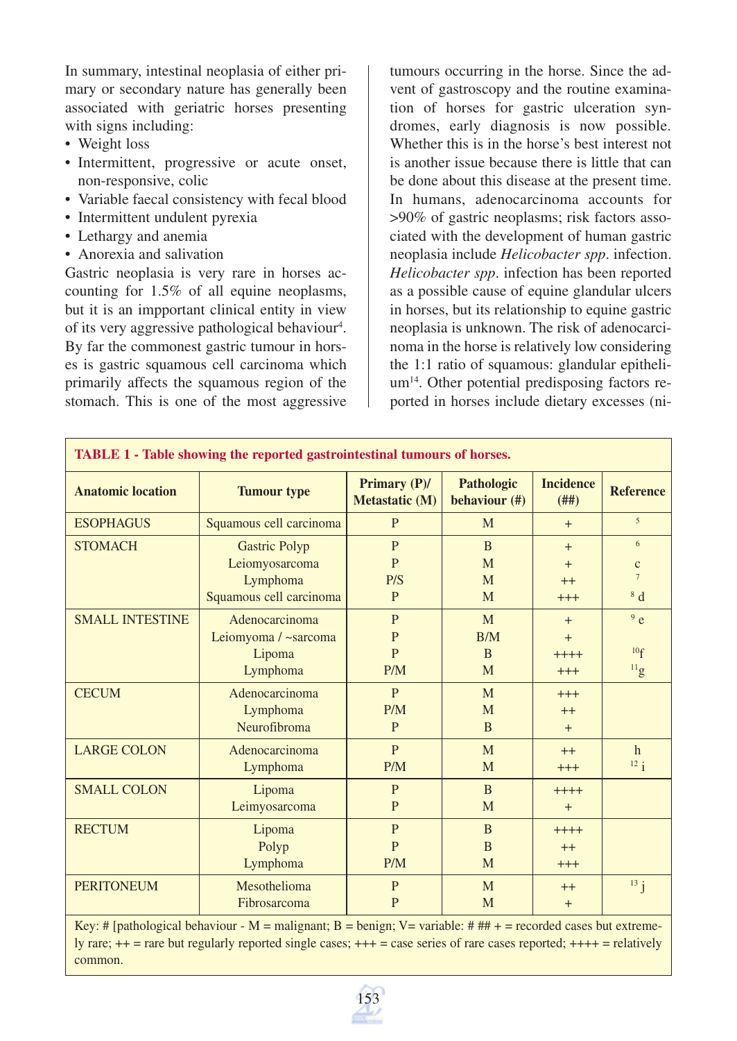In summary, intestinal neoplasia of either primary or secondary nature has generally been associated with geriatric horses presenting with signs including:

- Weight loss
- Intermittent, progressive or acute onset, non-responsive, colic
- Variable faecal consistency with fecal blood
- Intermittent undulent pyrexia
- Lethargy and anemia
- Anorexia and salivation

Gastric neoplasia is very rare in horses accounting for 1.5% of all equine neoplasms, but it is an impportant clinical entity in view of its very aggressive pathological behaviour[4]. By far the commonest gastric tumour in horses is gastric squamous cell carcinoma which primarily affects the squamous region of the stomach. This is one of the most aggressive tumours occurring in the horse. Since the advent of gastroscopy and the routine examination of horses for gastric ulceration syndromes, early diagnosis is now possible. Whether this is in the horse's best interest not is another issue because there is little that can be done about this disease at the present time. In humans, adenocarcinoma accounts for >90% of gastric neoplasms; risk factors associated with the development of human gastric neoplasia include *Helicobacter spp*. infection. *Helicobacter spp*. infection has been reported as a possible cause of equine glandular ulcers in horses, but its relationship to equine gastric neoplasia is unknown. The risk of adenocarcinoma in the horse is relatively low considering the 1:1 ratio of squamous: glandular epithelium[14]. Other potential predisposing factors reported in horses include dietary excesses (ni-

**TABLE 1 - Table showing the reported gastrointestinal tumours of horses.**

| Anatomic location | Tumour type | Primary (P)/ Metastatic (M) | Pathologic behaviour (#) | Incidence (##) | Reference |
|---|---|---|---|---|---|
| ESOPHAGUS | Squamous cell carcinoma | P | M | + | 5 |
| STOMACH | Gastric Polyp | P | B | + | 6 |
| | Leiomyosarcoma | P | M | + | c |
| | Lymphoma | P/S | M | ++ | 7 |
| | Squamous cell carcinoma | P | M | +++ | 8 d |
| SMALL INTESTINE | Adenocarcinoma | P | M | + | 9 e |
| | Leiomyoma / ~sarcoma | P | B/M | + | |
| | Lipoma | P | B | ++++ | 10 f |
| | Lymphoma | P/M | M | +++ | 11 g |
| CECUM | Adenocarcinoma | P | M | +++ | |
| | Lymphoma | P/M | M | ++ | |
| | Neurofibroma | P | B | + | |
| LARGE COLON | Adenocarcinoma | P | M | ++ | h |
| | Lymphoma | P/M | M | +++ | 12 i |
| SMALL COLON | Lipoma | P | B | ++++ | |
| | Leimyosarcoma | P | M | + | |
| RECTUM | Lipoma | P | B | ++++ | |
| | Polyp | P | B | ++ | |
| | Lymphoma | P/M | M | +++ | |
| PERITONEUM | Mesothelioma | P | M | ++ | 13 j |
| | Fibrosarcoma | P | M | + | |

Key: # [pathological behaviour - M = malignant; B = benign; V= variable: # ## + = recorded cases but extremely rare; ++ = rare but regularly reported single cases; +++ = case series of rare cases reported; ++++ = relatively common.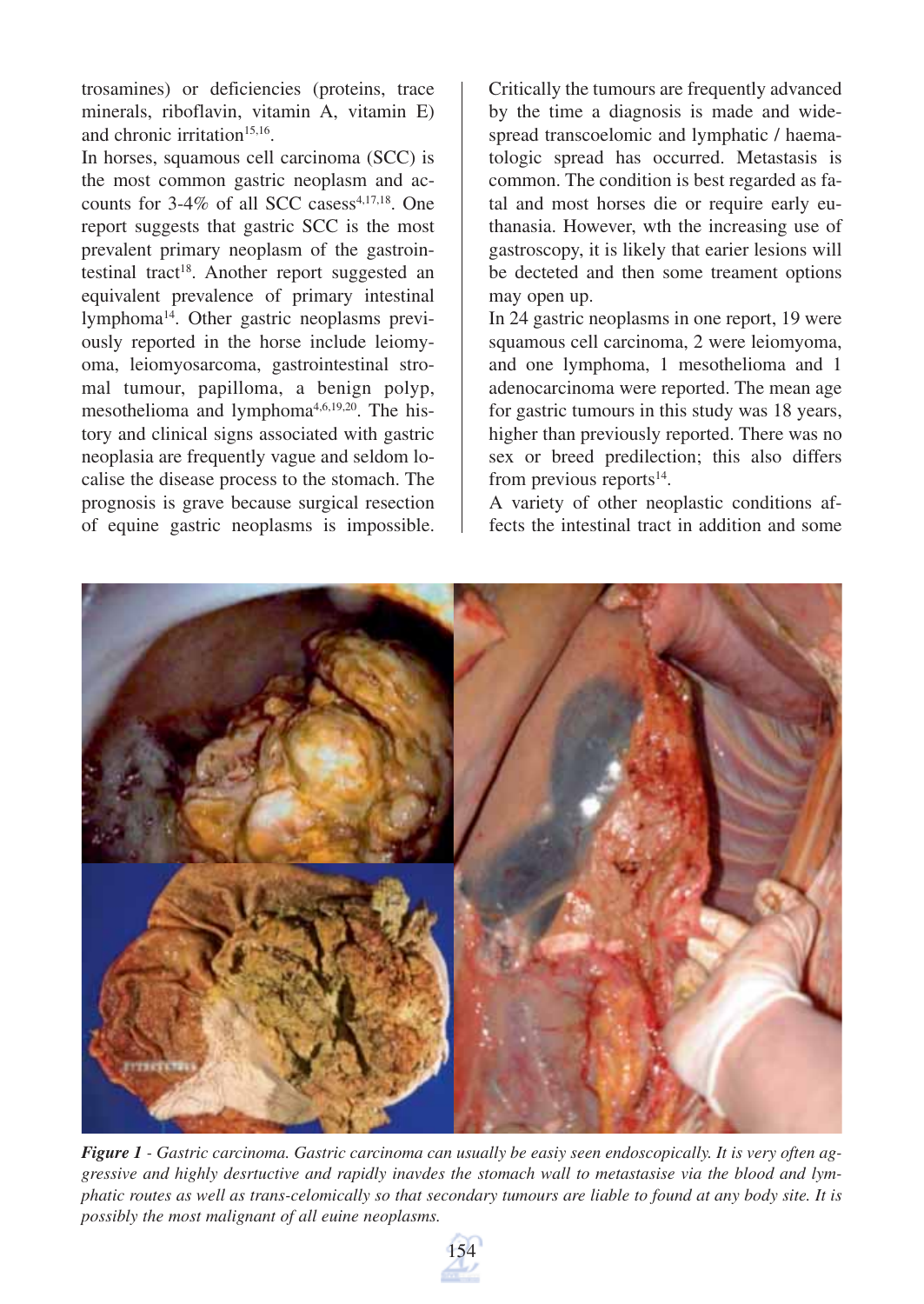trosamines) or deficiencies (proteins, trace minerals, riboflavin, vitamin A, vitamin E) and chronic irritation[15,16].

In horses, squamous cell carcinoma (SCC) is the most common gastric neoplasm and accounts for 3-4% of all SCC casess[4,17,18]. One report suggests that gastric SCC is the most prevalent primary neoplasm of the gastrointestinal tract[18]. Another report suggested an equivalent prevalence of primary intestinal lymphoma[14]. Other gastric neoplasms previously reported in the horse include leiomyoma, leiomyosarcoma, gastrointestinal stromal tumour, papilloma, a benign polyp, mesothelioma and lymphoma[4,6,19,20]. The history and clinical signs associated with gastric neoplasia are frequently vague and seldom localise the disease process to the stomach. The prognosis is grave because surgical resection of equine gastric neoplasms is impossible. Critically the tumours are frequently advanced by the time a diagnosis is made and widespread transcoelomic and lymphatic / haematologic spread has occurred. Metastasis is common. The condition is best regarded as fatal and most horses die or require early euthanasia. However, wth the increasing use of gastroscopy, it is likely that earier lesions will be decteted and then some treament options may open up.

In 24 gastric neoplasms in one report, 19 were squamous cell carcinoma, 2 were leiomyoma, and one lymphoma, 1 mesothelioma and 1 adenocarcinoma were reported. The mean age for gastric tumours in this study was 18 years, higher than previously reported. There was no sex or breed predilection; this also differs from previous reports[14].

A variety of other neoplastic conditions affects the intestinal tract in addition and some

***Figure 1*** *- Gastric carcinoma. Gastric carcinoma can usually be easiy seen endoscopically. It is very often aggressive and highly desrtuctive and rapidly inavdes the stomach wall to metastasise via the blood and lymphatic routes as well as trans-celomically so that secondary tumours are liable to found at any body site. It is possibly the most malignant of all euine neoplasms.*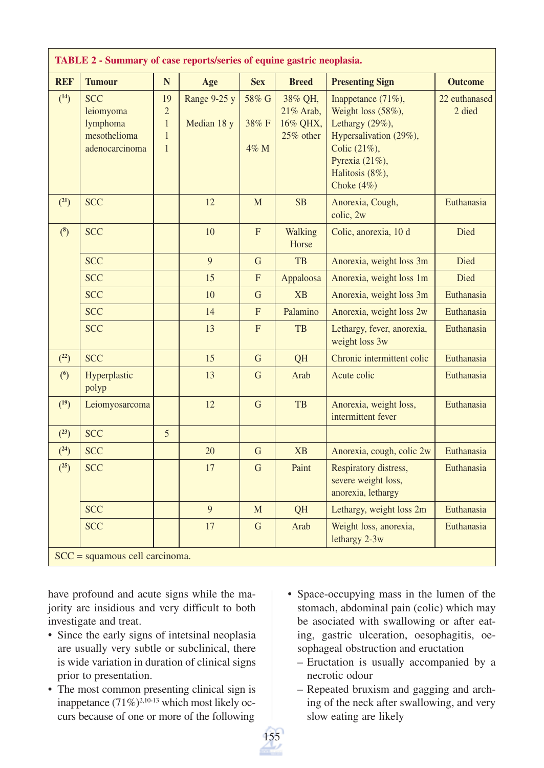**TABLE 2 - Summary of case reports/series of equine gastric neoplasia.**

| REF | Tumour | N | Age | Sex | Breed | Presenting Sign | Outcome |
|---|---|---|---|---|---|---|---|
| [14] | SCC<br>leiomyoma<br>lymphoma<br>mesothelioma<br>adenocarcinoma | 19<br>2<br>1<br>1<br>1 | Range 9-25 y<br><br>Median 18 y | 58% G<br><br>38% F<br><br>4% M | 38% QH,<br>21% Arab,<br>16% QHX,<br>25% other | Inappetance (71%),<br>Weight loss (58%),<br>Lethargy (29%),<br>Hypersalivation (29%),<br>Colic (21%),<br>Pyrexia (21%),<br>Halitosis (8%),<br>Choke (4%) | 22 euthanased<br>2 died |
| [21] | SCC | | 12 | M | SB | Anorexia, Cough, colic, 2w | Euthanasia |
| [8] | SCC | | 10 | F | Walking Horse | Colic, anorexia, 10 d | Died |
| | SCC | | 9 | G | TB | Anorexia, weight loss 3m | Died |
| | SCC | | 15 | F | Appaloosa | Anorexia, weight loss 1m | Died |
| | SCC | | 10 | G | XB | Anorexia, weight loss 3m | Euthanasia |
| | SCC | | 14 | F | Palamino | Anorexia, weight loss 2w | Euthanasia |
| | SCC | | 13 | F | TB | Lethargy, fever, anorexia, weight loss 3w | Euthanasia |
| [22] | SCC | | 15 | G | QH | Chronic intermittent colic | Euthanasia |
| [6] | Hyperplastic polyp | | 13 | G | Arab | Acute colic | Euthanasia |
| [19] | Leiomyosarcoma | | 12 | G | TB | Anorexia, weight loss, intermittent fever | Euthanasia |
| [23] | SCC | 5 | | | | | |
| [24] | SCC | | 20 | G | XB | Anorexia, cough, colic 2w | Euthanasia |
| [25] | SCC | | 17 | G | Paint | Respiratory distress, severe weight loss, anorexia, lethargy | Euthanasia |
| | SCC | | 9 | M | QH | Lethargy, weight loss 2m | Euthanasia |
| | SCC | | 17 | G | Arab | Weight loss, anorexia, lethargy 2-3w | Euthanasia |

SCC = squamous cell carcinoma.

have profound and acute signs while the majority are insidious and very difficult to both investigate and treat.

- Since the early signs of intetsinal neoplasia are usually very subtle or subclinical, there is wide variation in duration of clinical signs prior to presentation.
- The most common presenting clinical sign is inappetance (71%)[2,10-13] which most likely occurs because of one or more of the following
- Space-occupying mass in the lumen of the stomach, abdominal pain (colic) which may be associated with swallowing or after eating, gastric ulceration, oesophagitis, oesophageal obstruction and eructation
  - Eructation is usually accompanied by a necrotic odour
  - Repeated bruxism and gagging and arching of the neck after swallowing, and very slow eating are likely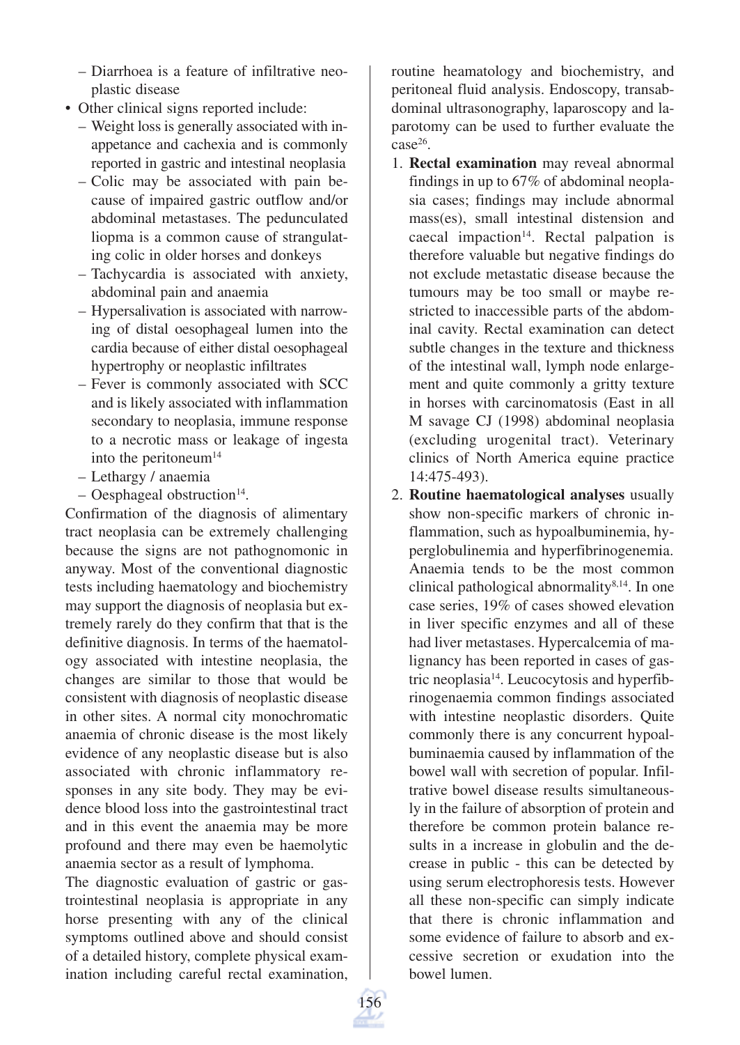- Diarrhoea is a feature of infiltrative neoplastic disease
- Other clinical signs reported include:
  - Weight loss is generally associated with inappetance and cachexia and is commonly reported in gastric and intestinal neoplasia
  - Colic may be associated with pain because of impaired gastric outflow and/or abdominal metastases. The pedunculated liopma is a common cause of strangulating colic in older horses and donkeys
  - Tachycardia is associated with anxiety, abdominal pain and anaemia
  - Hypersalivation is associated with narrowing of distal oesophageal lumen into the cardia because of either distal oesophageal hypertrophy or neoplastic infiltrates
  - Fever is commonly associated with SCC and is likely associated with inflammation secondary to neoplasia, immune response to a necrotic mass or leakage of ingesta into the peritoneum[14]
  - Lethargy / anaemia
  - Oesphageal obstruction[14].

Confirmation of the diagnosis of alimentary tract neoplasia can be extremely challenging because the signs are not pathognomonic in anyway. Most of the conventional diagnostic tests including haematology and biochemistry may support the diagnosis of neoplasia but extremely rarely do they confirm that that is the definitive diagnosis. In terms of the haematology associated with intestine neoplasia, the changes are similar to those that would be consistent with diagnosis of neoplastic disease in other sites. A normal city monochromatic anaemia of chronic disease is the most likely evidence of any neoplastic disease but is also associated with chronic inflammatory responses in any site body. They may be evidence blood loss into the gastrointestinal tract and in this event the anaemia may be more profound and there may even be haemolytic anaemia sector as a result of lymphoma.

The diagnostic evaluation of gastric or gastrointestinal neoplasia is appropriate in any horse presenting with any of the clinical symptoms outlined above and should consist of a detailed history, complete physical examination including careful rectal examination, routine heamatology and biochemistry, and peritoneal fluid analysis. Endoscopy, transabdominal ultrasonography, laparoscopy and laparotomy can be used to further evaluate the case[26].

1. **Rectal examination** may reveal abnormal findings in up to 67% of abdominal neoplasia cases; findings may include abnormal mass(es), small intestinal distension and caecal impaction[14]. Rectal palpation is therefore valuable but negative findings do not exclude metastatic disease because the tumours may be too small or maybe restricted to inaccessible parts of the abdominal cavity. Rectal examination can detect subtle changes in the texture and thickness of the intestinal wall, lymph node enlargement and quite commonly a gritty texture in horses with carcinomatosis (East in all M savage CJ (1998) abdominal neoplasia (excluding urogenital tract). Veterinary clinics of North America equine practice 14:475-493).
2. **Routine haematological analyses** usually show non-specific markers of chronic inflammation, such as hypoalbuminemia, hyperglobulinemia and hyperfibrinogenemia. Anaemia tends to be the most common clinical pathological abnormality[8,14]. In one case series, 19% of cases showed elevation in liver specific enzymes and all of these had liver metastases. Hypercalcemia of malignancy has been reported in cases of gastric neoplasia[14]. Leucocytosis and hyperfibrinogenaemia common findings associated with intestine neoplastic disorders. Quite commonly there is any concurrent hypoalbuminaemia caused by inflammation of the bowel wall with secretion of popular. Infiltrative bowel disease results simultaneously in the failure of absorption of protein and therefore be common protein balance results in a increase in globulin and the decrease in public - this can be detected by using serum electrophoresis tests. However all these non-specific can simply indicate that there is chronic inflammation and some evidence of failure to absorb and excessive secretion or exudation into the bowel lumen.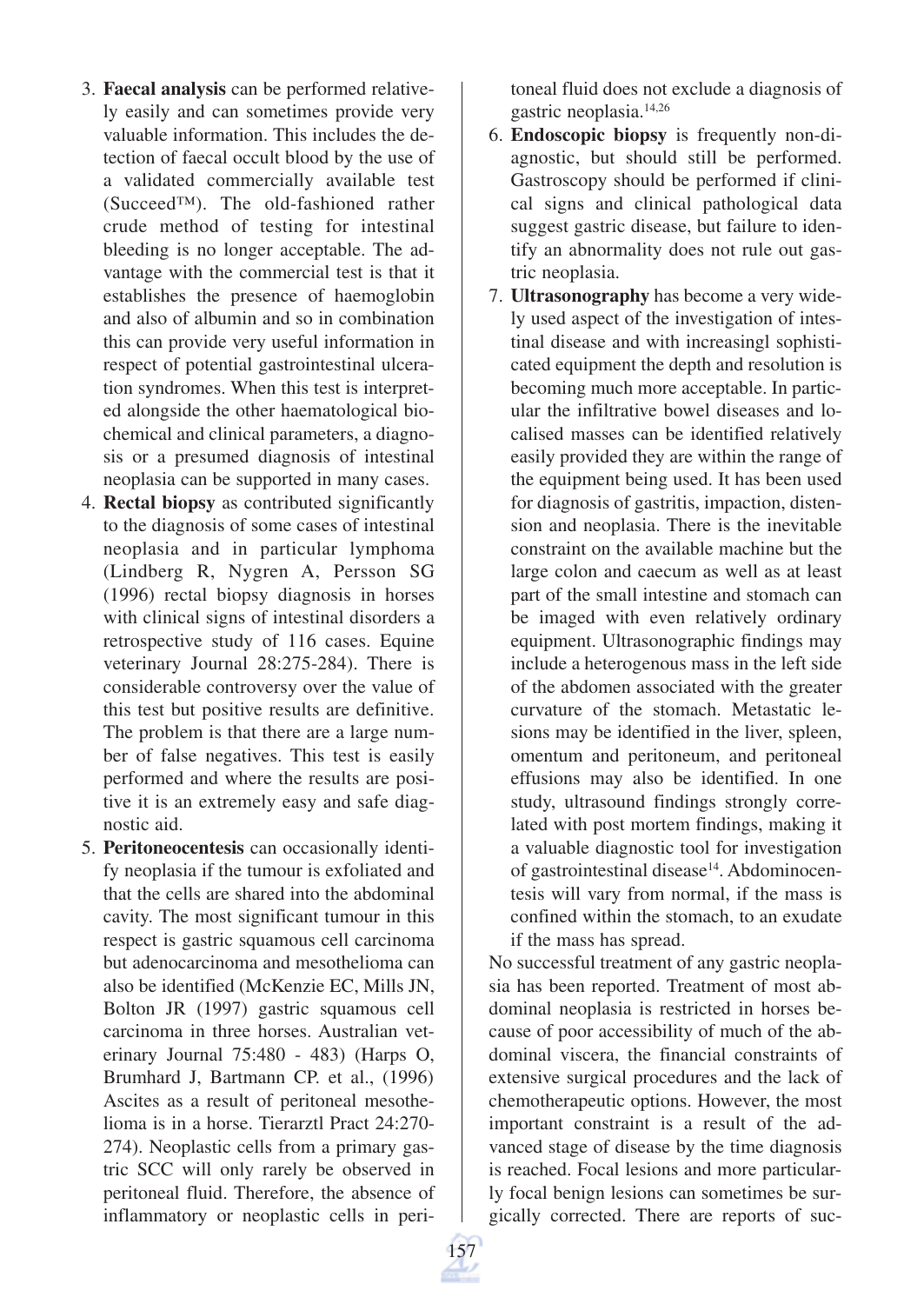3. **Faecal analysis** can be performed relatively easily and can sometimes provide very valuable information. This includes the detection of faecal occult blood by the use of a validated commercially available test (Succeed™). The old-fashioned rather crude method of testing for intestinal bleeding is no longer acceptable. The advantage with the commercial test is that it establishes the presence of haemoglobin and also of albumin and so in combination this can provide very useful information in respect of potential gastrointestinal ulceration syndromes. When this test is interpreted alongside the other haematological biochemical and clinical parameters, a diagnosis or a presumed diagnosis of intestinal neoplasia can be supported in many cases.
4. **Rectal biopsy** as contributed significantly to the diagnosis of some cases of intestinal neoplasia and in particular lymphoma (Lindberg R, Nygren A, Persson SG (1996) rectal biopsy diagnosis in horses with clinical signs of intestinal disorders a retrospective study of 116 cases. Equine veterinary Journal 28:275-284). There is considerable controversy over the value of this test but positive results are definitive. The problem is that there are a large number of false negatives. This test is easily performed and where the results are positive it is an extremely easy and safe diagnostic aid.
5. **Peritoneocentesis** can occasionally identify neoplasia if the tumour is exfoliated and that the cells are shared into the abdominal cavity. The most significant tumour in this respect is gastric squamous cell carcinoma but adenocarcinoma and mesothelioma can also be identified (McKenzie EC, Mills JN, Bolton JR (1997) gastric squamous cell carcinoma in three horses. Australian veterinary Journal 75:480 - 483) (Harps O, Brumhard J, Bartmann CP. et al., (1996) Ascites as a result of peritoneal mesothelioma is in a horse. Tierarztl Pract 24:270-274). Neoplastic cells from a primary gastric SCC will only rarely be observed in peritoneal fluid. Therefore, the absence of inflammatory or neoplastic cells in peritoneal fluid does not exclude a diagnosis of gastric neoplasia.[14,26]
6. **Endoscopic biopsy** is frequently non-diagnostic, but should still be performed. Gastroscopy should be performed if clinical signs and clinical pathological data suggest gastric disease, but failure to identify an abnormality does not rule out gastric neoplasia.
7. **Ultrasonography** has become a very widely used aspect of the investigation of intestinal disease and with increasingl sophisticated equipment the depth and resolution is becoming much more acceptable. In particular the infiltrative bowel diseases and localised masses can be identified relatively easily provided they are within the range of the equipment being used. It has been used for diagnosis of gastritis, impaction, distension and neoplasia. There is the inevitable constraint on the available machine but the large colon and caecum as well as at least part of the small intestine and stomach can be imaged with even relatively ordinary equipment. Ultrasonographic findings may include a heterogenous mass in the left side of the abdomen associated with the greater curvature of the stomach. Metastatic lesions may be identified in the liver, spleen, omentum and peritoneum, and peritoneal effusions may also be identified. In one study, ultrasound findings strongly correlated with post mortem findings, making it a valuable diagnostic tool for investigation of gastrointestinal disease[14]. Abdominocentesis will vary from normal, if the mass is confined within the stomach, to an exudate if the mass has spread.

No successful treatment of any gastric neoplasia has been reported. Treatment of most abdominal neoplasia is restricted in horses because of poor accessibility of much of the abdominal viscera, the financial constraints of extensive surgical procedures and the lack of chemotherapeutic options. However, the most important constraint is a result of the advanced stage of disease by the time diagnosis is reached. Focal lesions and more particularly focal benign lesions can sometimes be surgically corrected. There are reports of suc-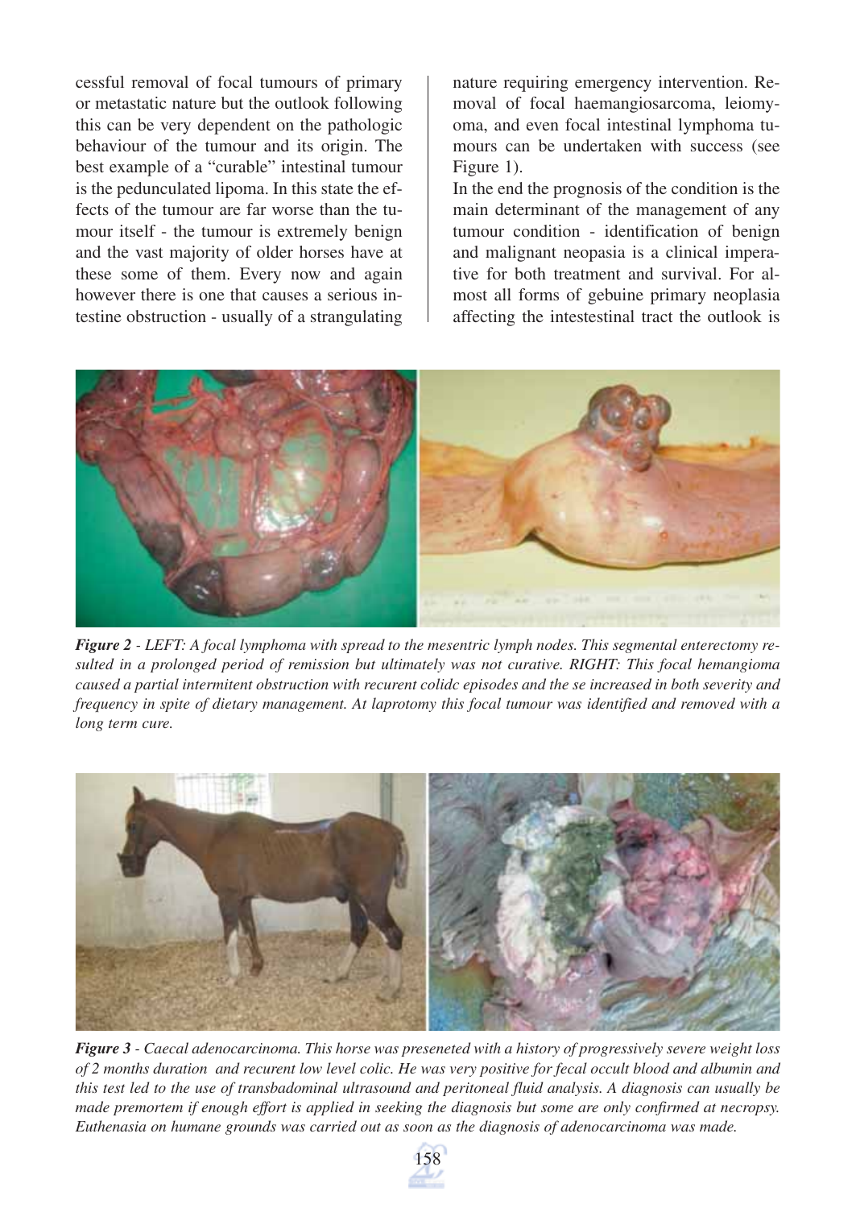cessful removal of focal tumours of primary or metastatic nature but the outlook following this can be very dependent on the pathologic behaviour of the tumour and its origin. The best example of a "curable" intestinal tumour is the pedunculated lipoma. In this state the effects of the tumour are far worse than the tumour itself - the tumour is extremely benign and the vast majority of older horses have at these some of them. Every now and again however there is one that causes a serious intestine obstruction - usually of a strangulating nature requiring emergency intervention. Removal of focal haemangiosarcoma, leiomyoma, and even focal intestinal lymphoma tumours can be undertaken with success (see Figure 1).

In the end the prognosis of the condition is the main determinant of the management of any tumour condition - identification of benign and malignant neopasia is a clinical imperative for both treatment and survival. For almost all forms of gebuine primary neoplasia affecting the intestestinal tract the outlook is

***Figure 2*** *- LEFT: A focal lymphoma with spread to the mesentric lymph nodes. This segmental enterectomy resulted in a prolonged period of remission but ultimately was not curative. RIGHT: This focal hemangioma caused a partial intermitent obstruction with recurent colidc episodes and the se increased in both severity and frequency in spite of dietary management. At laprotomy this focal tumour was identified and removed with a long term cure.*

***Figure 3*** *- Caecal adenocarcinoma. This horse was preseneted with a history of progressively severe weight loss of 2 months duration and recurent low level colic. He was very positive for fecal occult blood and albumin and this test led to the use of transbadominal ultrasound and peritoneal fluid analysis. A diagnosis can usually be made premortem if enough effort is applied in seeking the diagnosis but some are only confirmed at necropsy. Euthenasia on humane grounds was carried out as soon as the diagnosis of adenocarcinoma was made.*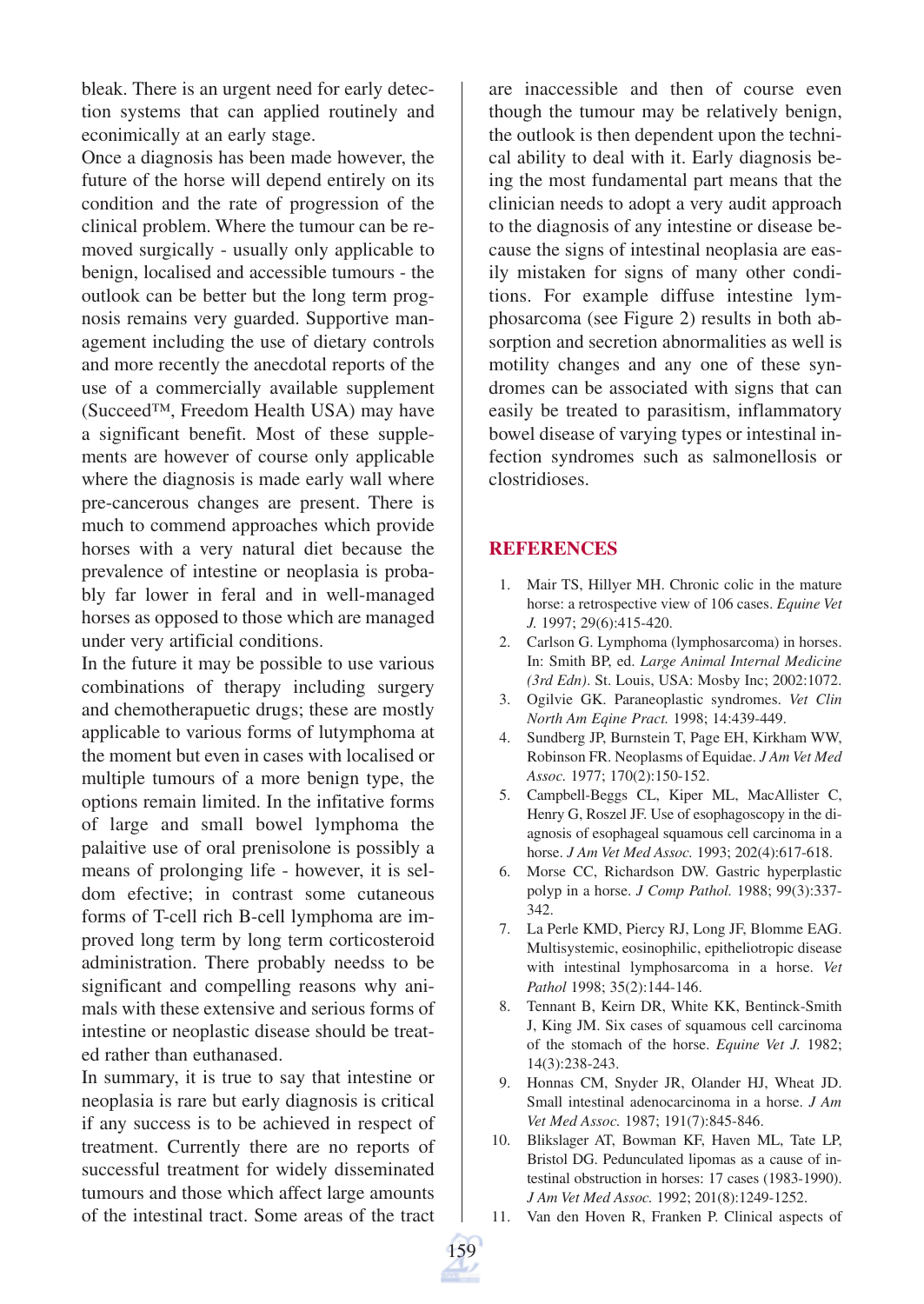bleak. There is an urgent need for early detection systems that can applied routinely and econimically at an early stage.

Once a diagnosis has been made however, the future of the horse will depend entirely on its condition and the rate of progression of the clinical problem. Where the tumour can be removed surgically - usually only applicable to benign, localised and accessible tumours - the outlook can be better but the long term prognosis remains very guarded. Supportive management including the use of dietary controls and more recently the anecdotal reports of the use of a commercially available supplement (Succeed™, Freedom Health USA) may have a significant benefit. Most of these supplements are however of course only applicable where the diagnosis is made early wall where pre-cancerous changes are present. There is much to commend approaches which provide horses with a very natural diet because the prevalence of intestine or neoplasia is probably far lower in feral and in well-managed horses as opposed to those which are managed under very artificial conditions.

In the future it may be possible to use various combinations of therapy including surgery and chemotherapeutic drugs; these are mostly applicable to various forms of lutymphoma at the moment but even in cases with localised or multiple tumours of a more benign type, the options remain limited. In the infitative forms of large and small bowel lymphoma the palaitive use of oral prenisolone is possibly a means of prolonging life - however, it is seldom efective; in contrast some cutaneous forms of T-cell rich B-cell lymphoma are improved long term by long term corticosteroid administration. There probably needss to be significant and compelling reasons why animals with these extensive and serious forms of intestine or neoplastic disease should be treated rather than euthanased.

In summary, it is true to say that intestine or neoplasia is rare but early diagnosis is critical if any success is to be achieved in respect of treatment. Currently there are no reports of successful treatment for widely disseminated tumours and those which affect large amounts of the intestinal tract. Some areas of the tract are inaccessible and then of course even though the tumour may be relatively benign, the outlook is then dependent upon the technical ability to deal with it. Early diagnosis being the most fundamental part means that the clinician needs to adopt a very audit approach to the diagnosis of any intestine or disease because the signs of intestinal neoplasia are easily mistaken for signs of many other conditions. For example diffuse intestine lymphosarcoma (see Figure 2) results in both absorption and secretion abnormalities as well is motility changes and any one of these syndromes can be associated with signs that can easily be treated to parasitism, inflammatory bowel disease of varying types or intestinal infection syndromes such as salmonellosis or clostridioses.

## REFERENCES

1. Mair TS, Hillyer MH. Chronic colic in the mature horse: a retrospective view of 106 cases. *Equine Vet J.* 1997; 29(6):415-420.
2. Carlson G. Lymphoma (lymphosarcoma) in horses. In: Smith BP, ed. *Large Animal Internal Medicine (3rd Edn).* St. Louis, USA: Mosby Inc; 2002:1072.
3. Ogilvie GK. Paraneoplastic syndromes. *Vet Clin North Am Eqine Pract.* 1998; 14:439-449.
4. Sundberg JP, Burnstein T, Page EH, Kirkham WW, Robinson FR. Neoplasms of Equidae. *J Am Vet Med Assoc.* 1977; 170(2):150-152.
5. Campbell-Beggs CL, Kiper ML, MacAllister C, Henry G, Roszel JF. Use of esophagoscopy in the diagnosis of esophageal squamous cell carcinoma in a horse. *J Am Vet Med Assoc.* 1993; 202(4):617-618.
6. Morse CC, Richardson DW. Gastric hyperplastic polyp in a horse. *J Comp Pathol.* 1988; 99(3):337-342.
7. La Perle KMD, Piercy RJ, Long JF, Blomme EAG. Multisystemic, eosinophilic, epitheliotropic disease with intestinal lymphosarcoma in a horse. *Vet Pathol* 1998; 35(2):144-146.
8. Tennant B, Keirn DR, White KK, Bentinck-Smith J, King JM. Six cases of squamous cell carcinoma of the stomach of the horse. *Equine Vet J.* 1982; 14(3):238-243.
9. Honnas CM, Snyder JR, Olander HJ, Wheat JD. Small intestinal adenocarcinoma in a horse. *J Am Vet Med Assoc.* 1987; 191(7):845-846.
10. Blikslager AT, Bowman KF, Haven ML, Tate LP, Bristol DG. Pedunculated lipomas as a cause of intestinal obstruction in horses: 17 cases (1983-1990). *J Am Vet Med Assoc.* 1992; 201(8):1249-1252.
11. Van den Hoven R, Franken P. Clinical aspects of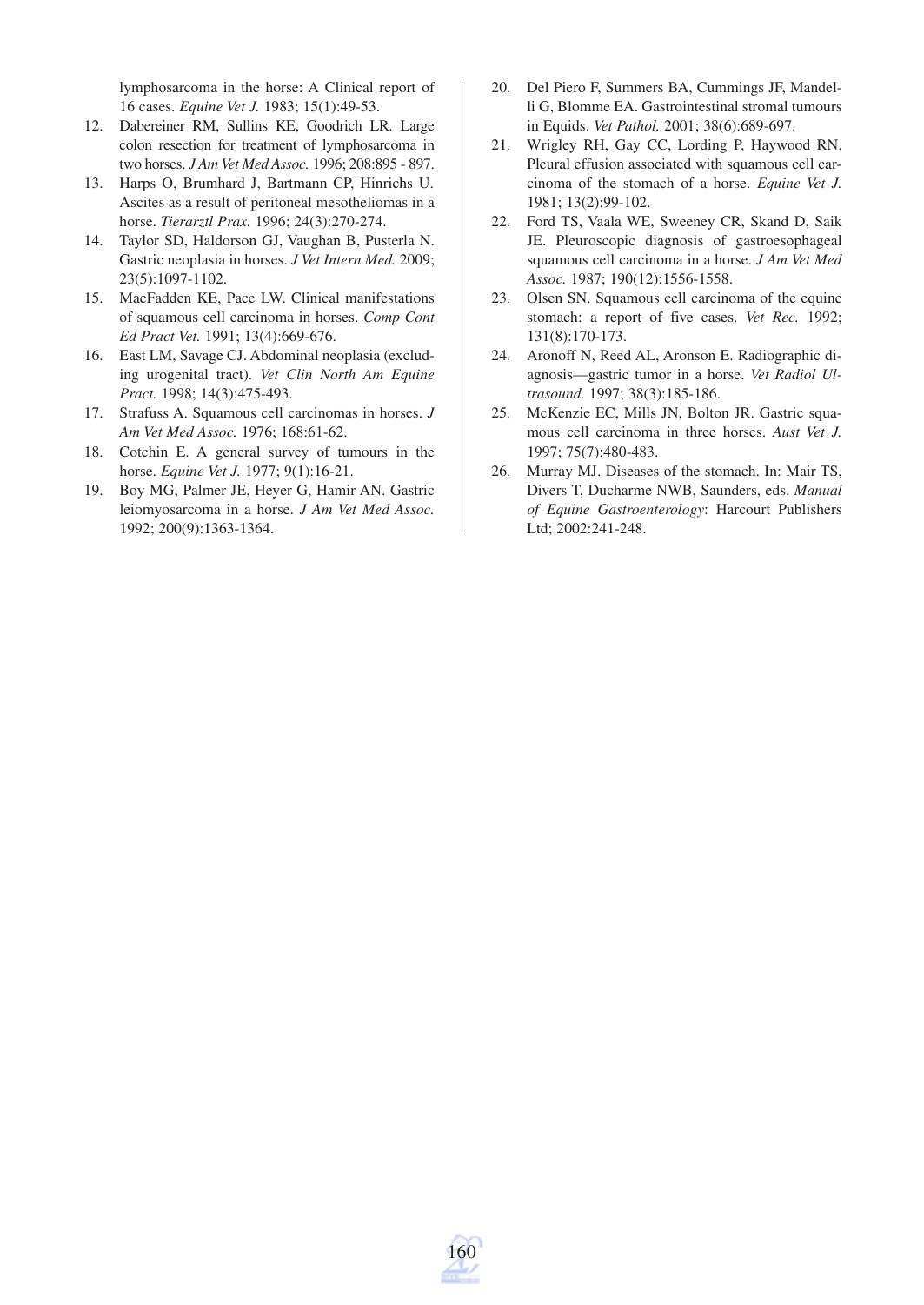lymphosarcoma in the horse: A Clinical report of 16 cases. *Equine Vet J.* 1983; 15(1):49-53.

12. Dabereiner RM, Sullins KE, Goodrich LR. Large colon resection for treatment of lymphosarcoma in two horses. *J Am Vet Med Assoc.* 1996; 208:895 - 897.
13. Harps O, Brumhard J, Bartmann CP, Hinrichs U. Ascites as a result of peritoneal mesotheliomas in a horse. *Tierarztl Prax.* 1996; 24(3):270-274.
14. Taylor SD, Haldorson GJ, Vaughan B, Pusterla N. Gastric neoplasia in horses. *J Vet Intern Med.* 2009; 23(5):1097-1102.
15. MacFadden KE, Pace LW. Clinical manifestations of squamous cell carcinoma in horses. *Comp Cont Ed Pract Vet.* 1991; 13(4):669-676.
16. East LM, Savage CJ. Abdominal neoplasia (excluding urogenital tract). *Vet Clin North Am Equine Pract.* 1998; 14(3):475-493.
17. Strafuss A. Squamous cell carcinomas in horses. *J Am Vet Med Assoc.* 1976; 168:61-62.
18. Cotchin E. A general survey of tumours in the horse. *Equine Vet J.* 1977; 9(1):16-21.
19. Boy MG, Palmer JE, Heyer G, Hamir AN. Gastric leiomyosarcoma in a horse. *J Am Vet Med Assoc.* 1992; 200(9):1363-1364.
20. Del Piero F, Summers BA, Cummings JF, Mandelli G, Blomme EA. Gastrointestinal stromal tumours in Equids. *Vet Pathol.* 2001; 38(6):689-697.
21. Wrigley RH, Gay CC, Lording P, Haywood RN. Pleural effusion associated with squamous cell carcinoma of the stomach of a horse. *Equine Vet J.* 1981; 13(2):99-102.
22. Ford TS, Vaala WE, Sweeney CR, Skand D, Saik JE. Pleuroscopic diagnosis of gastroesophageal squamous cell carcinoma in a horse. *J Am Vet Med Assoc.* 1987; 190(12):1556-1558.
23. Olsen SN. Squamous cell carcinoma of the equine stomach: a report of five cases. *Vet Rec.* 1992; 131(8):170-173.
24. Aronoff N, Reed AL, Aronson E. Radiographic diagnosis—gastric tumor in a horse. *Vet Radiol Ultrasound.* 1997; 38(3):185-186.
25. McKenzie EC, Mills JN, Bolton JR. Gastric squamous cell carcinoma in three horses. *Aust Vet J.* 1997; 75(7):480-483.
26. Murray MJ. Diseases of the stomach. In: Mair TS, Divers T, Ducharme NWB, Saunders, eds. *Manual of Equine Gastroenterology*: Harcourt Publishers Ltd; 2002:241-248.